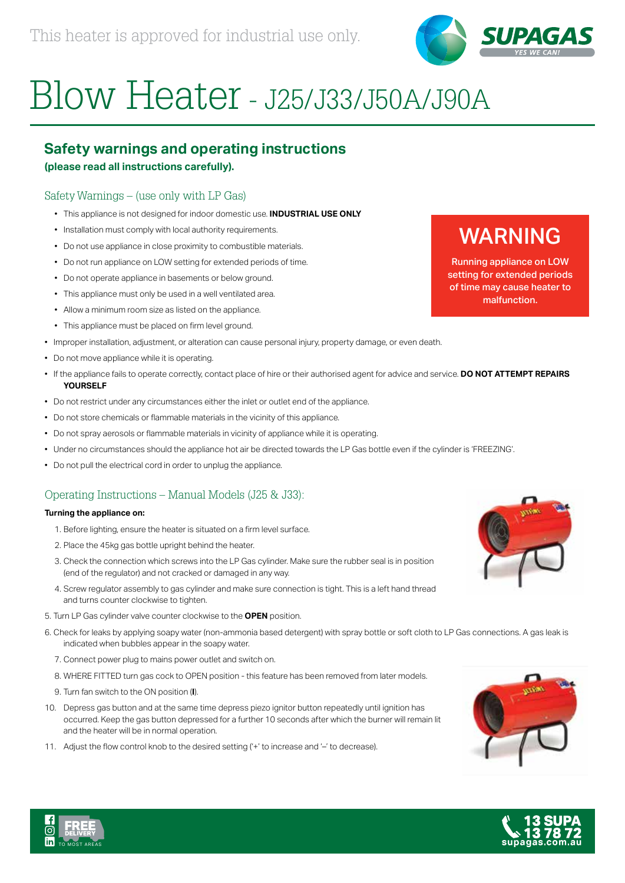This heater is approved for industrial use only.

# Blow Heater - J25/J33/J50A/J90A

## Safety warnings and operating instructions

**(please read all instructions carefully).**

### Safety Warnings – (use only with LP Gas)

- This appliance is not designed for indoor domestic use. **INDUSTRIAL USE ONLY**
- Installation must comply with local authority requirements.
- Do not use appliance in close proximity to combustible materials.
- Do not run appliance on LOW setting for extended periods of time.
- Do not operate appliance in basements or below ground.
- This appliance must only be used in a well ventilated area.
- Allow a minimum room size as listed on the appliance.
- This appliance must be placed on firm level ground.
- Improper installation, adjustment, or alteration can cause personal injury, property damage, or even death.
- Do not move appliance while it is operating.
- If the appliance fails to operate correctly, contact place of hire or their authorised agent for advice and service. **DO NOT ATTEMPT REPAIRS YOURSELF**
- Do not restrict under any circumstances either the inlet or outlet end of the appliance.
- Do not store chemicals or flammable materials in the vicinity of this appliance.
- Do not spray aerosols or flammable materials in vicinity of appliance while it is operating.
- Under no circumstances should the appliance hot air be directed towards the LP Gas bottle even if the cylinder is 'FREEZING'.
- Do not pull the electrical cord in order to unplug the appliance.

**WARNING**

**Running appliance on LOW setting for extended periods of time may cause heater to malfunction.**

### Operating Instructions – Manual Models (J25 & J33):

**Turning the appliance on:**

1. Before lighting, ensure the heater is situated on a firm level surface.
2. Place the 45kg gas bottle upright behind the heater.
3. Check the connection which screws into the LP Gas cylinder. Make sure the rubber seal is in position (end of the regulator) and not cracked or damaged in any way.
4. Screw regulator assembly to gas cylinder and make sure connection is tight. This is a left hand thread and turns counter clockwise to tighten.
5. Turn LP Gas cylinder valve counter clockwise to the **OPEN** position.
6. Check for leaks by applying soapy water (non-ammonia based detergent) with spray bottle or soft cloth to LP Gas connections. A gas leak is indicated when bubbles appear in the soapy water.
7. Connect power plug to mains power outlet and switch on.
8. WHERE FITTED turn gas cock to OPEN position - this feature has been removed from later models.
9. Turn fan switch to the ON position (**I**).
10. Depress gas button and at the same time depress piezo ignitor button repeatedly until ignition has occurred. Keep the gas button depressed for a further 10 seconds after which the burner will remain lit and the heater will be in normal operation.
11. Adjust the flow control knob to the desired setting ('+' to increase and '–' to decrease).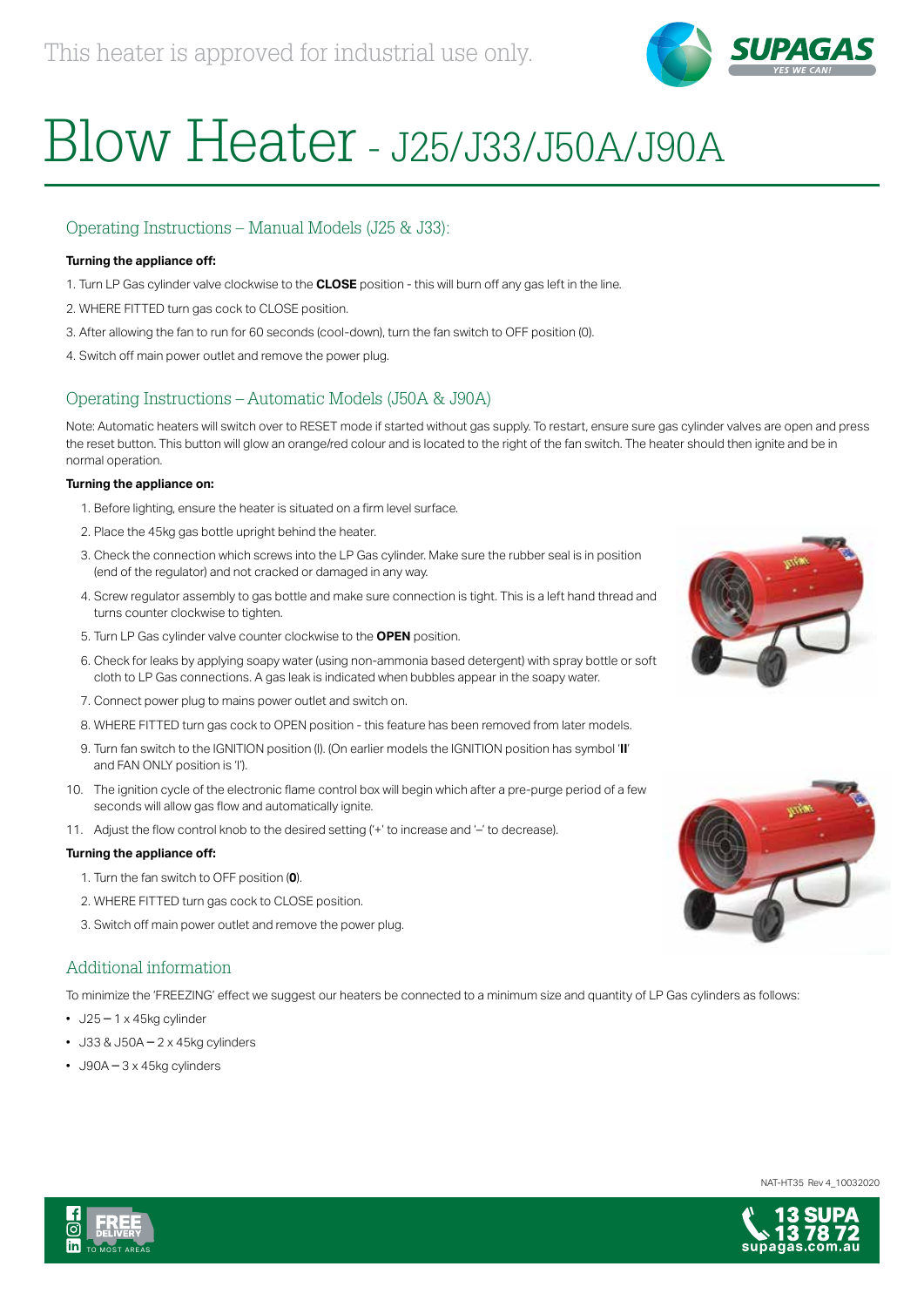This heater is approved for industrial use only.

# Blow Heater - J25/J33/J50A/J90A

## Operating Instructions – Manual Models (J25 & J33):

**Turning the appliance off:**

1. Turn LP Gas cylinder valve clockwise to the **CLOSE** position - this will burn off any gas left in the line.
2. WHERE FITTED turn gas cock to CLOSE position.
3. After allowing the fan to run for 60 seconds (cool-down), turn the fan switch to OFF position (0).
4. Switch off main power outlet and remove the power plug.

## Operating Instructions – Automatic Models (J50A & J90A)

Note: Automatic heaters will switch over to RESET mode if started without gas supply. To restart, ensure sure gas cylinder valves are open and press the reset button. This button will glow an orange/red colour and is located to the right of the fan switch. The heater should then ignite and be in normal operation.

**Turning the appliance on:**

1. Before lighting, ensure the heater is situated on a firm level surface.
2. Place the 45kg gas bottle upright behind the heater.
3. Check the connection which screws into the LP Gas cylinder. Make sure the rubber seal is in position (end of the regulator) and not cracked or damaged in any way.
4. Screw regulator assembly to gas bottle and make sure connection is tight. This is a left hand thread and turns counter clockwise to tighten.
5. Turn LP Gas cylinder valve counter clockwise to the **OPEN** position.
6. Check for leaks by applying soapy water (using non-ammonia based detergent) with spray bottle or soft cloth to LP Gas connections. A gas leak is indicated when bubbles appear in the soapy water.
7. Connect power plug to mains power outlet and switch on.
8. WHERE FITTED turn gas cock to OPEN position - this feature has been removed from later models.
9. Turn fan switch to the IGNITION position (I). (On earlier models the IGNITION position has symbol '**II**' and FAN ONLY position is 'I').
10. The ignition cycle of the electronic flame control box will begin which after a pre-purge period of a few seconds will allow gas flow and automatically ignite.
11. Adjust the flow control knob to the desired setting ('+' to increase and '–' to decrease).

**Turning the appliance off:**

1. Turn the fan switch to OFF position (**0**).
2. WHERE FITTED turn gas cock to CLOSE position.
3. Switch off main power outlet and remove the power plug.

## Additional information

To minimize the 'FREEZING' effect we suggest our heaters be connected to a minimum size and quantity of LP Gas cylinders as follows:

- J25 – 1 x 45kg cylinder
- J33 & J50A – 2 x 45kg cylinders
- J90A – 3 x 45kg cylinders

NAT-HT35 Rev 4_10032020

FREE DELIVERY TO MOST AREAS

13 SUPA 13 78 72 supagas.com.au